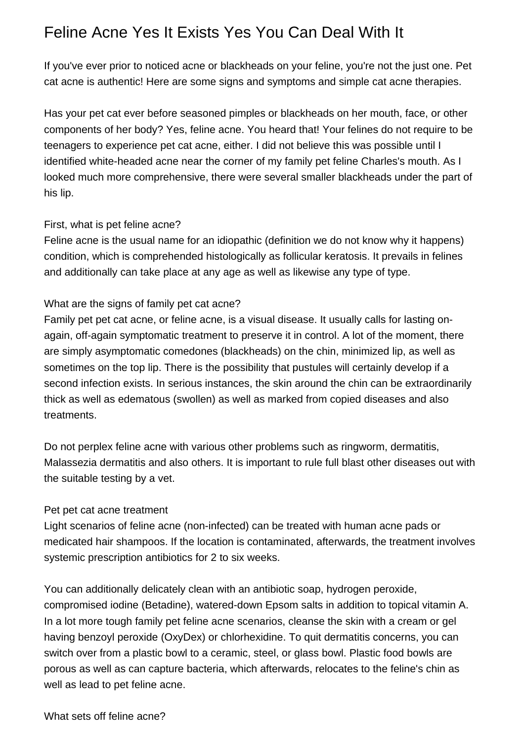# Feline Acne Yes It Exists Yes You Can Deal With It

If you've ever prior to noticed acne or blackheads on your feline, you're not the just one. Pet cat acne is authentic! Here are some signs and symptoms and simple cat acne therapies.

Has your pet cat ever before seasoned pimples or blackheads on her mouth, face, or other components of her body? Yes, feline acne. You heard that! Your felines do not require to be teenagers to experience pet cat acne, either. I did not believe this was possible until I identified white-headed acne near the corner of my family pet feline Charles's mouth. As I looked much more comprehensive, there were several smaller blackheads under the part of his lip.

First, what is pet feline acne?
Feline acne is the usual name for an idiopathic (definition we do not know why it happens) condition, which is comprehended histologically as follicular keratosis. It prevails in felines and additionally can take place at any age as well as likewise any type of type.

What are the signs of family pet cat acne?
Family pet pet cat acne, or feline acne, is a visual disease. It usually calls for lasting on-again, off-again symptomatic treatment to preserve it in control. A lot of the moment, there are simply asymptomatic comedones (blackheads) on the chin, minimized lip, as well as sometimes on the top lip. There is the possibility that pustules will certainly develop if a second infection exists. In serious instances, the skin around the chin can be extraordinarily thick as well as edematous (swollen) as well as marked from copied diseases and also treatments.

Do not perplex feline acne with various other problems such as ringworm, dermatitis, Malassezia dermatitis and also others. It is important to rule full blast other diseases out with the suitable testing by a vet.

Pet pet cat acne treatment
Light scenarios of feline acne (non-infected) can be treated with human acne pads or medicated hair shampoos. If the location is contaminated, afterwards, the treatment involves systemic prescription antibiotics for 2 to six weeks.

You can additionally delicately clean with an antibiotic soap, hydrogen peroxide, compromised iodine (Betadine), watered-down Epsom salts in addition to topical vitamin A. In a lot more tough family pet feline acne scenarios, cleanse the skin with a cream or gel having benzoyl peroxide (OxyDex) or chlorhexidine. To quit dermatitis concerns, you can switch over from a plastic bowl to a ceramic, steel, or glass bowl. Plastic food bowls are porous as well as can capture bacteria, which afterwards, relocates to the feline's chin as well as lead to pet feline acne.

What sets off feline acne?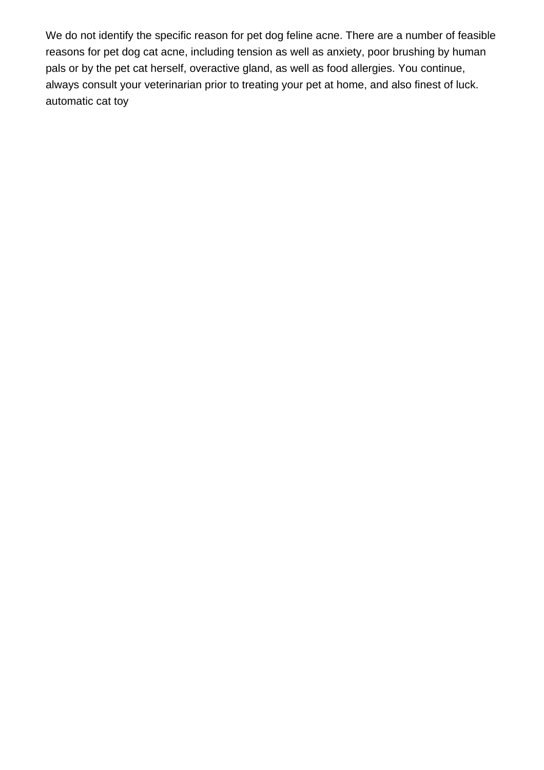We do not identify the specific reason for pet dog feline acne. There are a number of feasible reasons for pet dog cat acne, including tension as well as anxiety, poor brushing by human pals or by the pet cat herself, overactive gland, as well as food allergies. You continue, always consult your veterinarian prior to treating your pet at home, and also finest of luck. automatic cat toy